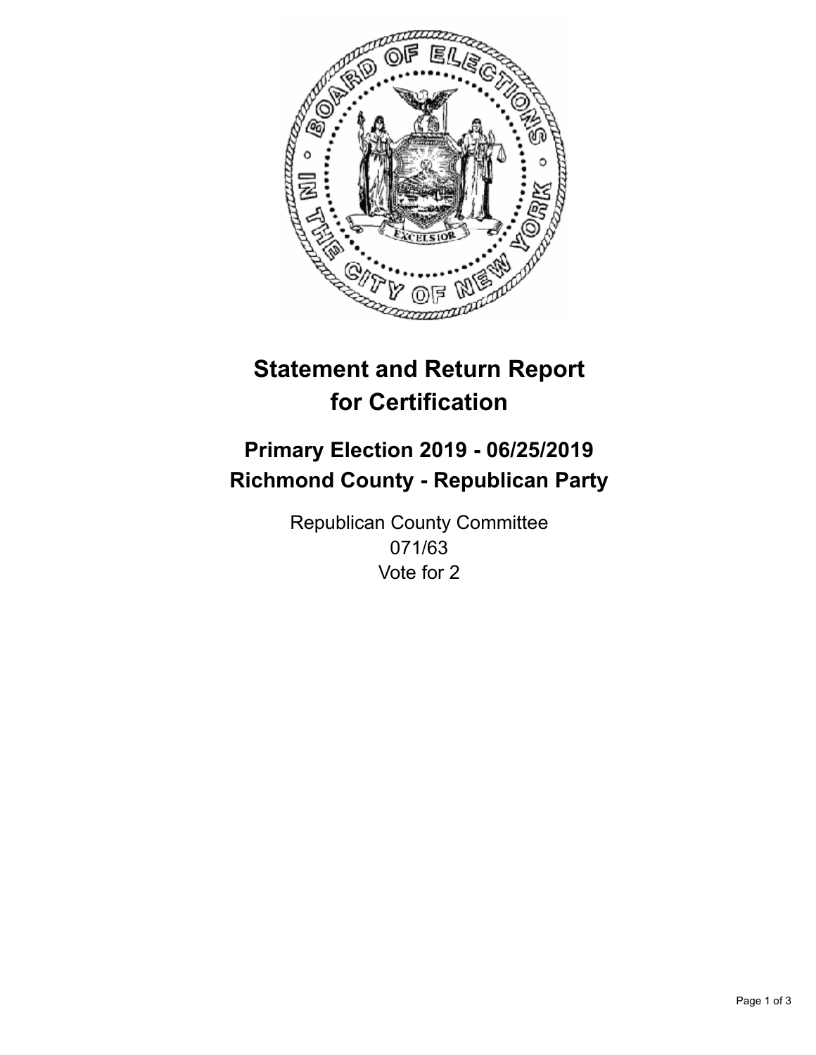# Statement and Return Report for Certification

## Primary Election 2019 - 06/25/2019
## Richmond County - Republican Party

Republican County Committee
071/63
Vote for 2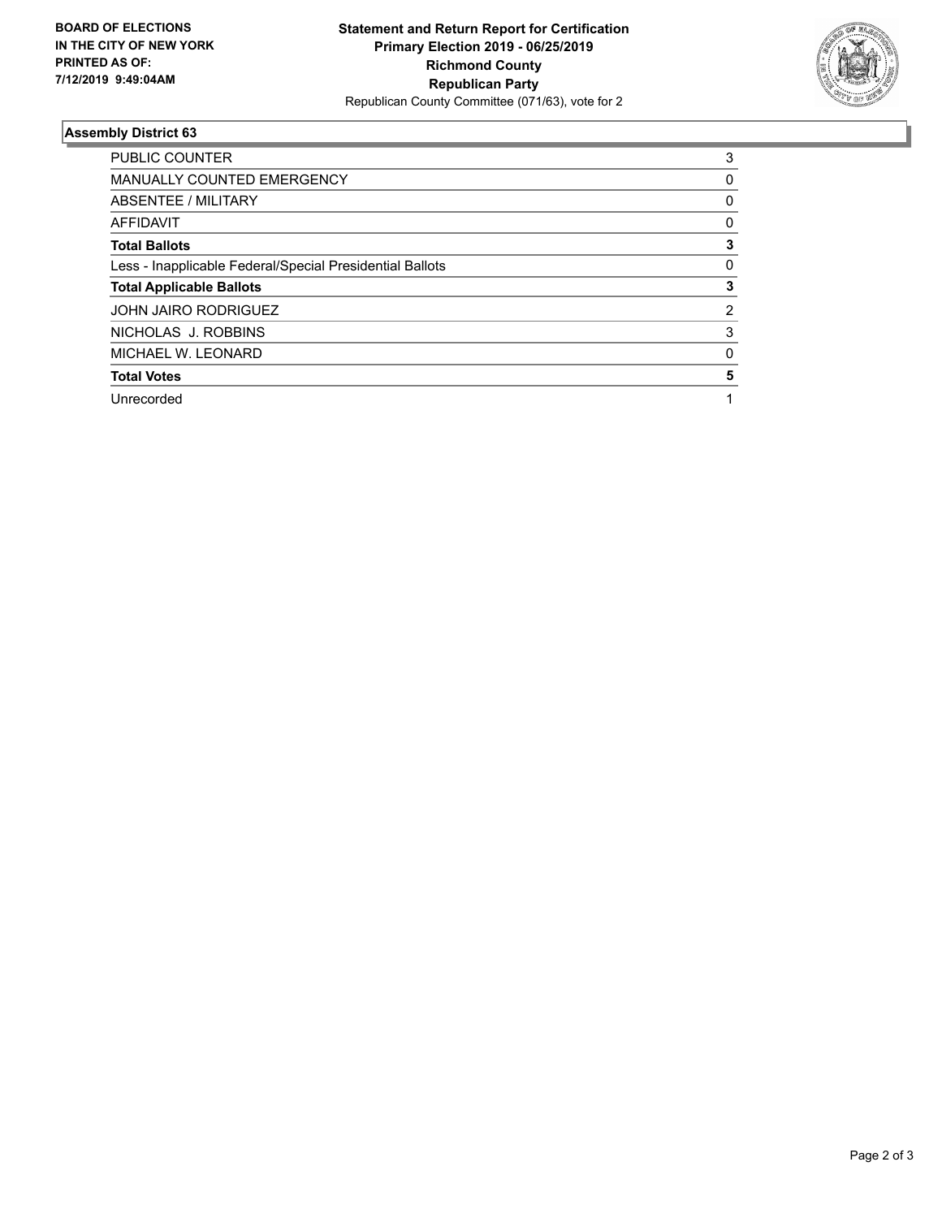**BOARD OF ELECTIONS IN THE CITY OF NEW YORK PRINTED AS OF: 7/12/2019 9:49:04AM**

**Statement and Return Report for Certification**
**Primary Election 2019 - 06/25/2019**
**Richmond County**
**Republican Party**
Republican County Committee (071/63), vote for 2

### Assembly District 63

| | |
|---|---|
| PUBLIC COUNTER | 3 |
| MANUALLY COUNTED EMERGENCY | 0 |
| ABSENTEE / MILITARY | 0 |
| AFFIDAVIT | 0 |
| **Total Ballots** | **3** |
| Less - Inapplicable Federal/Special Presidential Ballots | 0 |
| **Total Applicable Ballots** | **3** |
| JOHN JAIRO RODRIGUEZ | 2 |
| NICHOLAS J. ROBBINS | 3 |
| MICHAEL W. LEONARD | 0 |
| **Total Votes** | **5** |
| Unrecorded | 1 |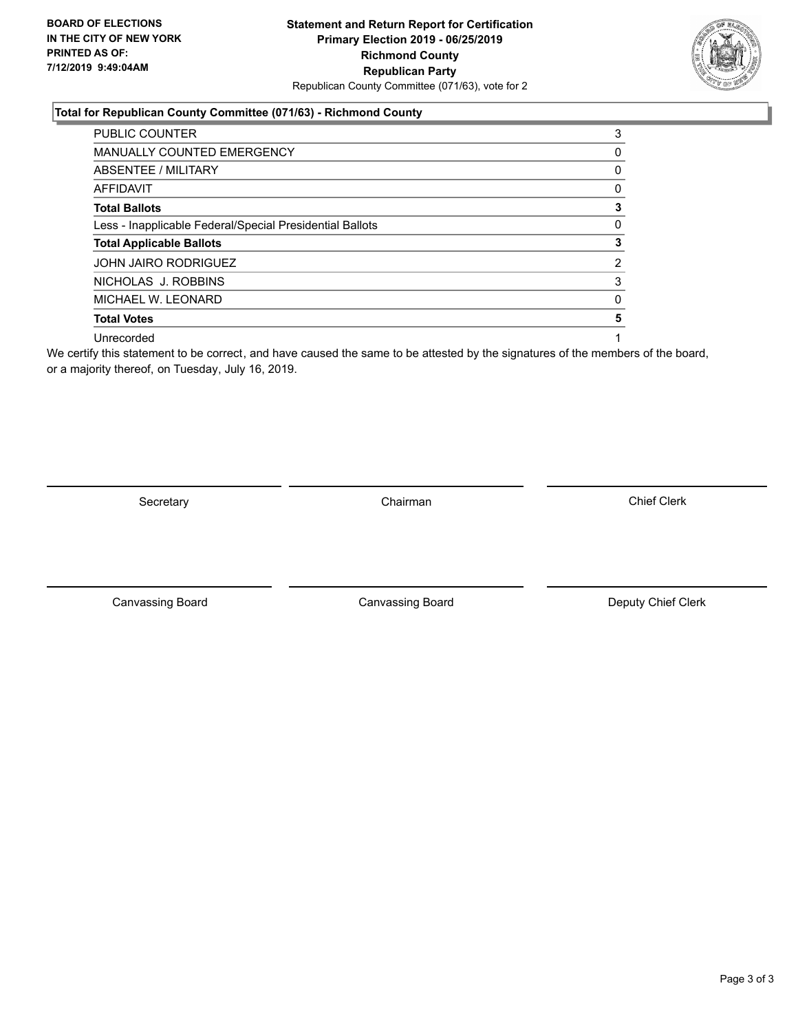**BOARD OF ELECTIONS IN THE CITY OF NEW YORK PRINTED AS OF: 7/12/2019 9:49:04AM**

**Statement and Return Report for Certification**
**Primary Election 2019 - 06/25/2019**
**Richmond County**
**Republican Party**
Republican County Committee (071/63), vote for 2

### Total for Republican County Committee (071/63) - Richmond County

| | |
|---|---|
| PUBLIC COUNTER | 3 |
| MANUALLY COUNTED EMERGENCY | 0 |
| ABSENTEE / MILITARY | 0 |
| AFFIDAVIT | 0 |
| **Total Ballots** | **3** |
| Less - Inapplicable Federal/Special Presidential Ballots | 0 |
| **Total Applicable Ballots** | **3** |
| JOHN JAIRO RODRIGUEZ | 2 |
| NICHOLAS J. ROBBINS | 3 |
| MICHAEL W. LEONARD | 0 |
| **Total Votes** | **5** |
| Unrecorded | 1 |

We certify this statement to be correct, and have caused the same to be attested by the signatures of the members of the board, or a majority thereof, on Tuesday, July 16, 2019.

Secretary

Chairman

Chief Clerk

Canvassing Board

Canvassing Board

Deputy Chief Clerk